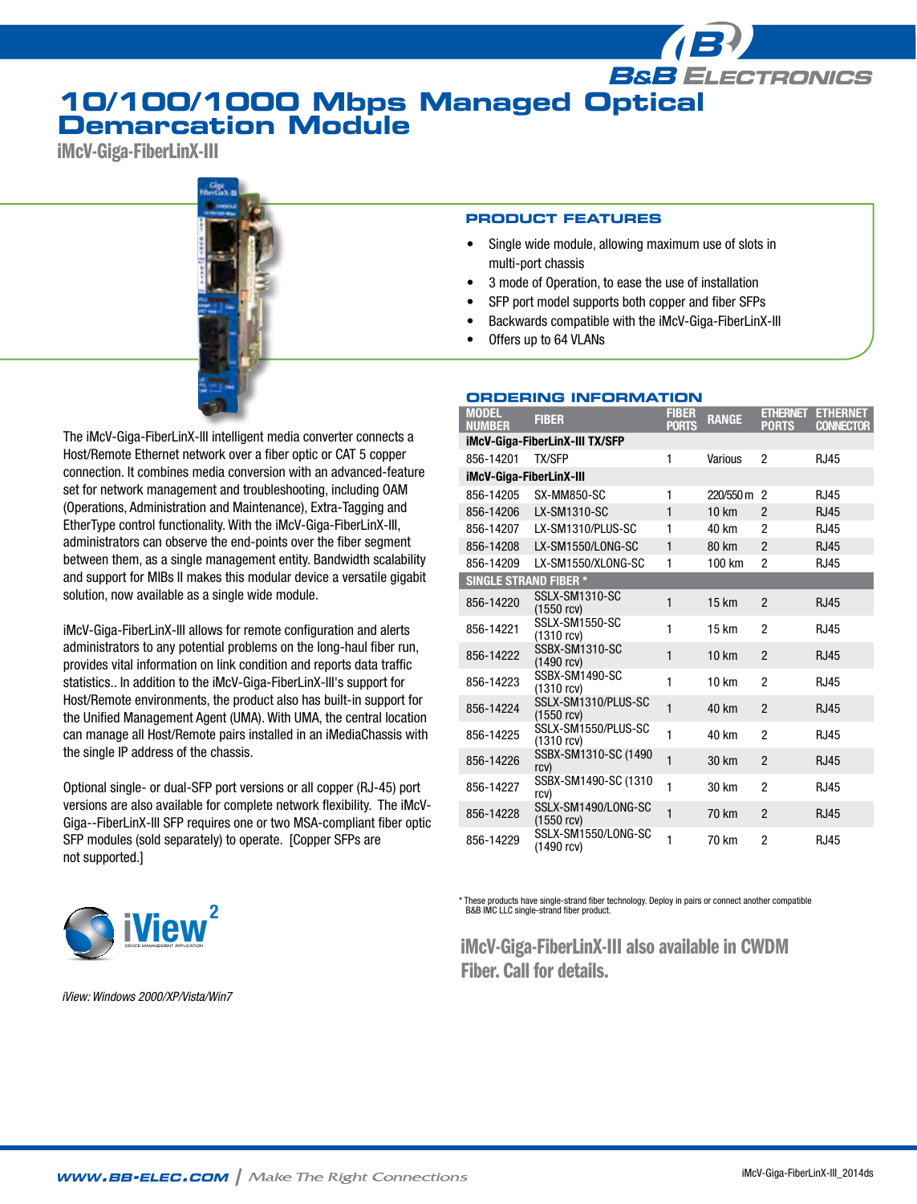# 10/100/1000 Mbps Managed Optical Demarcation Module

## iMcV-Giga-FiberLinX-III

The iMcV-Giga-FiberLinX-III intelligent media converter connects a Host/Remote Ethernet network over a fiber optic or CAT 5 copper connection. It combines media conversion with an advanced-feature set for network management and troubleshooting, including OAM (Operations, Administration and Maintenance), Extra-Tagging and EtherType control functionality. With the iMcV-Giga-FiberLinX-III, administrators can observe the end-points over the fiber segment between them, as a single management entity. Bandwidth scalability and support for MIBs II makes this modular device a versatile gigabit solution, now available as a single wide module.

iMcV-Giga-FiberLinX-III allows for remote configuration and alerts administrators to any potential problems on the long-haul fiber run, provides vital information on link condition and reports data traffic statistics.. In addition to the iMcV-Giga-FiberLinX-III's support for Host/Remote environments, the product also has built-in support for the Unified Management Agent (UMA). With UMA, the central location can manage all Host/Remote pairs installed in an iMediaChassis with the single IP address of the chassis.

Optional single- or dual-SFP port versions or all copper (RJ-45) port versions are also available for complete network flexibility. The iMcV-Giga--FiberLinX-III SFP requires one or two MSA-compliant fiber optic SFP modules (sold separately) to operate. [Copper SFPs are not supported.]

iView[2] DEVICE MANAGEMENT APPLICATION

*iView: Windows 2000/XP/Vista/Win7*

### PRODUCT FEATURES

- Single wide module, allowing maximum use of slots in multi-port chassis
- 3 mode of Operation, to ease the use of installation
- SFP port model supports both copper and fiber SFPs
- Backwards compatible with the iMcV-Giga-FiberLinX-III
- Offers up to 64 VLANs

### ORDERING INFORMATION

| MODEL NUMBER | FIBER | FIBER PORTS | RANGE | ETHERNET PORTS | ETHERNET CONNECTOR |
|---|---|---|---|---|---|
| **iMcV-Giga-FiberLinX-III TX/SFP** | | | | | |
| 856-14201 | TX/SFP | 1 | Various | 2 | RJ45 |
| **iMcV-Giga-FiberLinX-III** | | | | | |
| 856-14205 | SX-MM850-SC | 1 | 220/550 m | 2 | RJ45 |
| 856-14206 | LX-SM1310-SC | 1 | 10 km | 2 | RJ45 |
| 856-14207 | LX-SM1310/PLUS-SC | 1 | 40 km | 2 | RJ45 |
| 856-14208 | LX-SM1550/LONG-SC | 1 | 80 km | 2 | RJ45 |
| 856-14209 | LX-SM1550/XLONG-SC | 1 | 100 km | 2 | RJ45 |
| **SINGLE STRAND FIBER *** | | | | | |
| 856-14220 | SSLX-SM1310-SC (1550 rcv) | 1 | 15 km | 2 | RJ45 |
| 856-14221 | SSLX-SM1550-SC (1310 rcv) | 1 | 15 km | 2 | RJ45 |
| 856-14222 | SSBX-SM1310-SC (1490 rcv) | 1 | 10 km | 2 | RJ45 |
| 856-14223 | SSBX-SM1490-SC (1310 rcv) | 1 | 10 km | 2 | RJ45 |
| 856-14224 | SSLX-SM1310/PLUS-SC (1550 rcv) | 1 | 40 km | 2 | RJ45 |
| 856-14225 | SSLX-SM1550/PLUS-SC (1310 rcv) | 1 | 40 km | 2 | RJ45 |
| 856-14226 | SSBX-SM1310-SC (1490 rcv) | 1 | 30 km | 2 | RJ45 |
| 856-14227 | SSBX-SM1490-SC (1310 rcv) | 1 | 30 km | 2 | RJ45 |
| 856-14228 | SSLX-SM1490/LONG-SC (1550 rcv) | 1 | 70 km | 2 | RJ45 |
| 856-14229 | SSLX-SM1550/LONG-SC (1490 rcv) | 1 | 70 km | 2 | RJ45 |

* These products have single-strand fiber technology. Deploy in pairs or connect another compatible B&B IMC LLC single-strand fiber product.

**iMcV-Giga-FiberLinX-III also available in CWDM Fiber. Call for details.**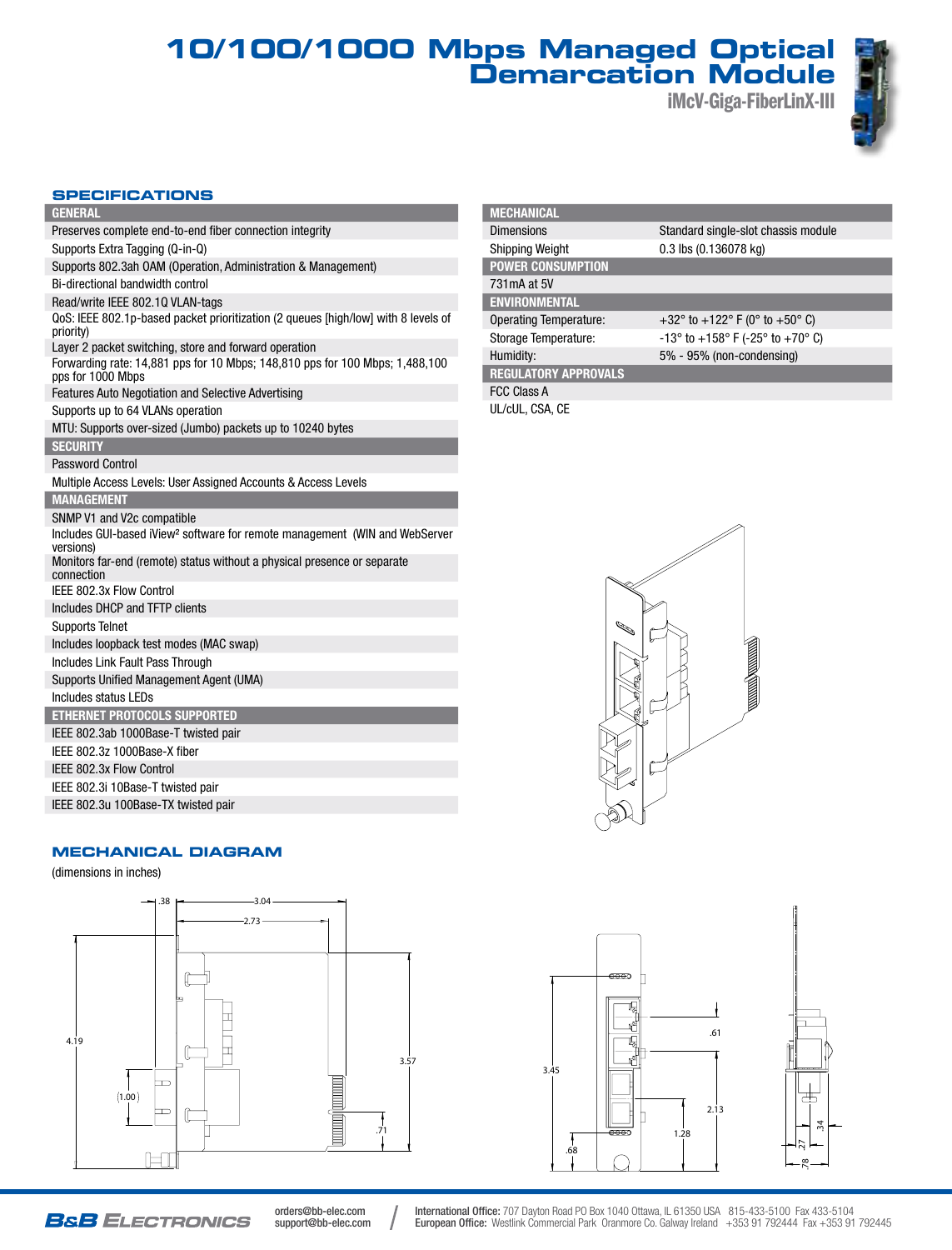# 10/100/1000 Mbps Managed Optical Demarcation Module

**iMcV-Giga-FiberLinX-III**

## SPECIFICATIONS

| GENERAL |
|---|
| Preserves complete end-to-end fiber connection integrity |
| Supports Extra Tagging (Q-in-Q) |
| Supports 802.3ah OAM (Operation, Administration & Management) |
| Bi-directional bandwidth control |
| Read/write IEEE 802.1Q VLAN-tags |
| QoS: IEEE 802.1p-based packet prioritization (2 queues [high/low] with 8 levels of priority) |
| Layer 2 packet switching, store and forward operation |
| Forwarding rate: 14,881 pps for 10 Mbps; 148,810 pps for 100 Mbps; 1,488,100 pps for 1000 Mbps |
| Features Auto Negotiation and Selective Advertising |
| Supports up to 64 VLANs operation |
| MTU: Supports over-sized (Jumbo) packets up to 10240 bytes |
| **SECURITY** |
| Password Control |
| Multiple Access Levels: User Assigned Accounts & Access Levels |
| **MANAGEMENT** |
| SNMP V1 and V2c compatible |
| Includes GUI-based iView² software for remote management (WIN and WebServer versions) |
| Monitors far-end (remote) status without a physical presence or separate connection |
| IEEE 802.3x Flow Control |
| Includes DHCP and TFTP clients |
| Supports Telnet |
| Includes loopback test modes (MAC swap) |
| Includes Link Fault Pass Through |
| Supports Unified Management Agent (UMA) |
| Includes status LEDs |
| **ETHERNET PROTOCOLS SUPPORTED** |
| IEEE 802.3ab 1000Base-T twisted pair |
| IEEE 802.3z 1000Base-X fiber |
| IEEE 802.3x Flow Control |
| IEEE 802.3i 10Base-T twisted pair |
| IEEE 802.3u 100Base-TX twisted pair |

| MECHANICAL | |
|---|---|
| Dimensions | Standard single-slot chassis module |
| Shipping Weight | 0.3 lbs (0.136078 kg) |
| **POWER CONSUMPTION** | |
| 731mA at 5V | |
| **ENVIRONMENTAL** | |
| Operating Temperature: | +32° to +122° F (0° to +50° C) |
| Storage Temperature: | -13° to +158° F (-25° to +70° C) |
| Humidity: | 5% - 95% (non-condensing) |
| **REGULATORY APPROVALS** | |
| FCC Class A | |
| UL/cUL, CSA, CE | |

## MECHANICAL DIAGRAM

(dimensions in inches)

.38
3.04
2.73
4.19
3.57
(1.00)
.71

3.45
.61
2.13
1.28
.68

.34
.27
.78

**B&B ELECTRONICS**

orders@bb-elec.com
support@bb-elec.com

**International Office:** 707 Dayton Road PO Box 1040 Ottawa, IL 61350 USA 815-433-5100 Fax 433-5104
**European Office:** Westlink Commercial Park Oranmore Co. Galway Ireland +353 91 792444 Fax +353 91 792445